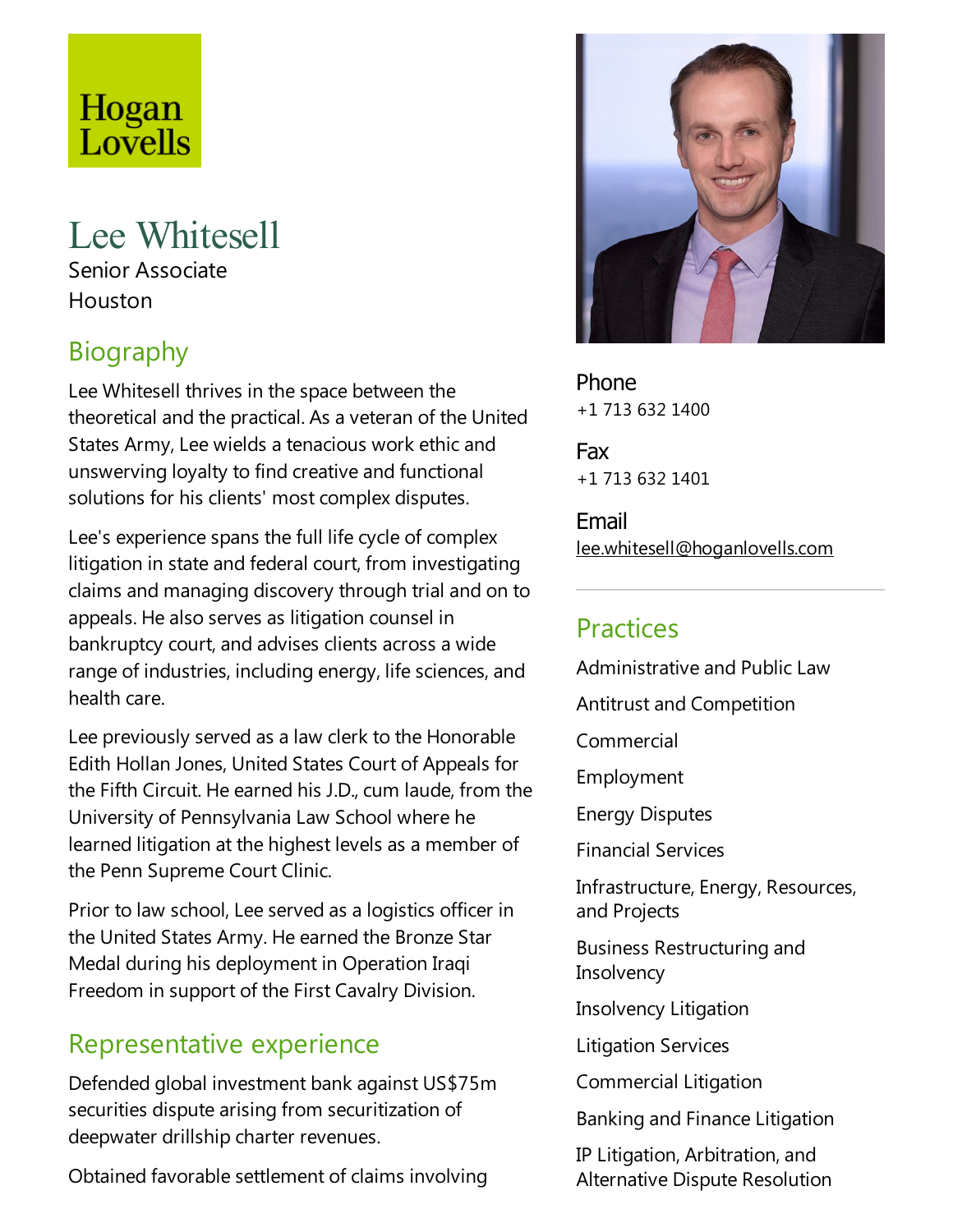Hogan Lovells

# Lee Whitesell

Senior Associate
Houston

## Biography

Lee Whitesell thrives in the space between the theoretical and the practical. As a veteran of the United States Army, Lee wields a tenacious work ethic and unswerving loyalty to find creative and functional solutions for his clients' most complex disputes.

Lee's experience spans the full life cycle of complex litigation in state and federal court, from investigating claims and managing discovery through trial and on to appeals. He also serves as litigation counsel in bankruptcy court, and advises clients across a wide range of industries, including energy, life sciences, and health care.

Lee previously served as a law clerk to the Honorable Edith Hollan Jones, United States Court of Appeals for the Fifth Circuit. He earned his J.D., cum laude, from the University of Pennsylvania Law School where he learned litigation at the highest levels as a member of the Penn Supreme Court Clinic.

Prior to law school, Lee served as a logistics officer in the United States Army. He earned the Bronze Star Medal during his deployment in Operation Iraqi Freedom in support of the First Cavalry Division.

## Representative experience

Defended global investment bank against US$75m securities dispute arising from securitization of deepwater drillship charter revenues.

Obtained favorable settlement of claims involving

**Phone**
+1 713 632 1400

**Fax**
+1 713 632 1401

**Email**
lee.whitesell@hoganlovells.com

## Practices

Administrative and Public Law

Antitrust and Competition

Commercial

Employment

Energy Disputes

Financial Services

Infrastructure, Energy, Resources, and Projects

Business Restructuring and Insolvency

Insolvency Litigation

Litigation Services

Commercial Litigation

Banking and Finance Litigation

IP Litigation, Arbitration, and Alternative Dispute Resolution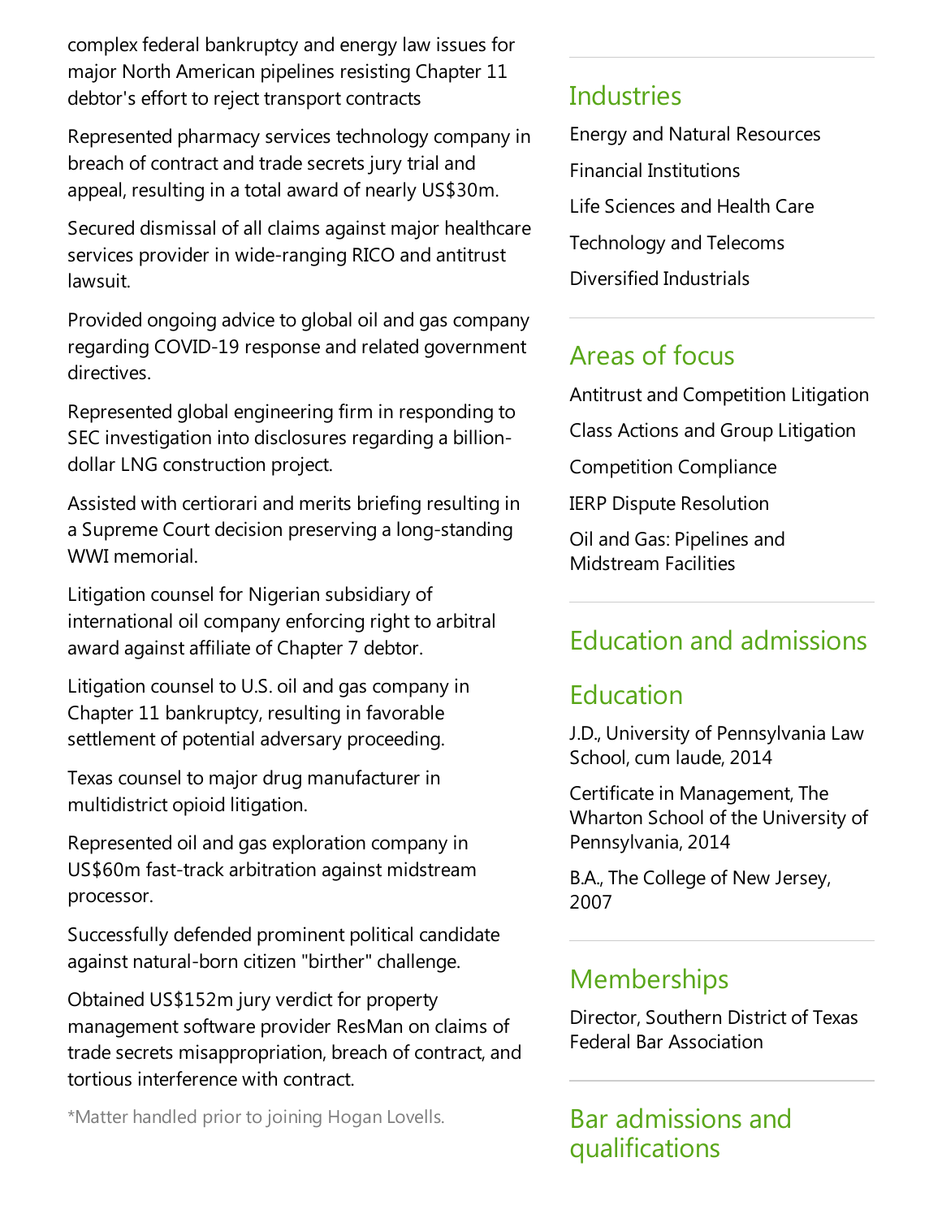complex federal bankruptcy and energy law issues for major North American pipelines resisting Chapter 11 debtor's effort to reject transport contracts

Represented pharmacy services technology company in breach of contract and trade secrets jury trial and appeal, resulting in a total award of nearly US$30m.

Secured dismissal of all claims against major healthcare services provider in wide-ranging RICO and antitrust lawsuit.

Provided ongoing advice to global oil and gas company regarding COVID-19 response and related government directives.

Represented global engineering firm in responding to SEC investigation into disclosures regarding a billion-dollar LNG construction project.

Assisted with certiorari and merits briefing resulting in a Supreme Court decision preserving a long-standing WWI memorial.

Litigation counsel for Nigerian subsidiary of international oil company enforcing right to arbitral award against affiliate of Chapter 7 debtor.

Litigation counsel to U.S. oil and gas company in Chapter 11 bankruptcy, resulting in favorable settlement of potential adversary proceeding.

Texas counsel to major drug manufacturer in multidistrict opioid litigation.

Represented oil and gas exploration company in US$60m fast-track arbitration against midstream processor.

Successfully defended prominent political candidate against natural-born citizen "birther" challenge.

Obtained US$152m jury verdict for property management software provider ResMan on claims of trade secrets misappropriation, breach of contract, and tortious interference with contract.

*Matter handled prior to joining Hogan Lovells.

## Industries

Energy and Natural Resources

Financial Institutions

Life Sciences and Health Care

Technology and Telecoms

Diversified Industrials

## Areas of focus

Antitrust and Competition Litigation

Class Actions and Group Litigation

Competition Compliance

IERP Dispute Resolution

Oil and Gas: Pipelines and Midstream Facilities

## Education and admissions

## Education

J.D., University of Pennsylvania Law School, cum laude, 2014

Certificate in Management, The Wharton School of the University of Pennsylvania, 2014

B.A., The College of New Jersey, 2007

## Memberships

Director, Southern District of Texas Federal Bar Association

## Bar admissions and qualifications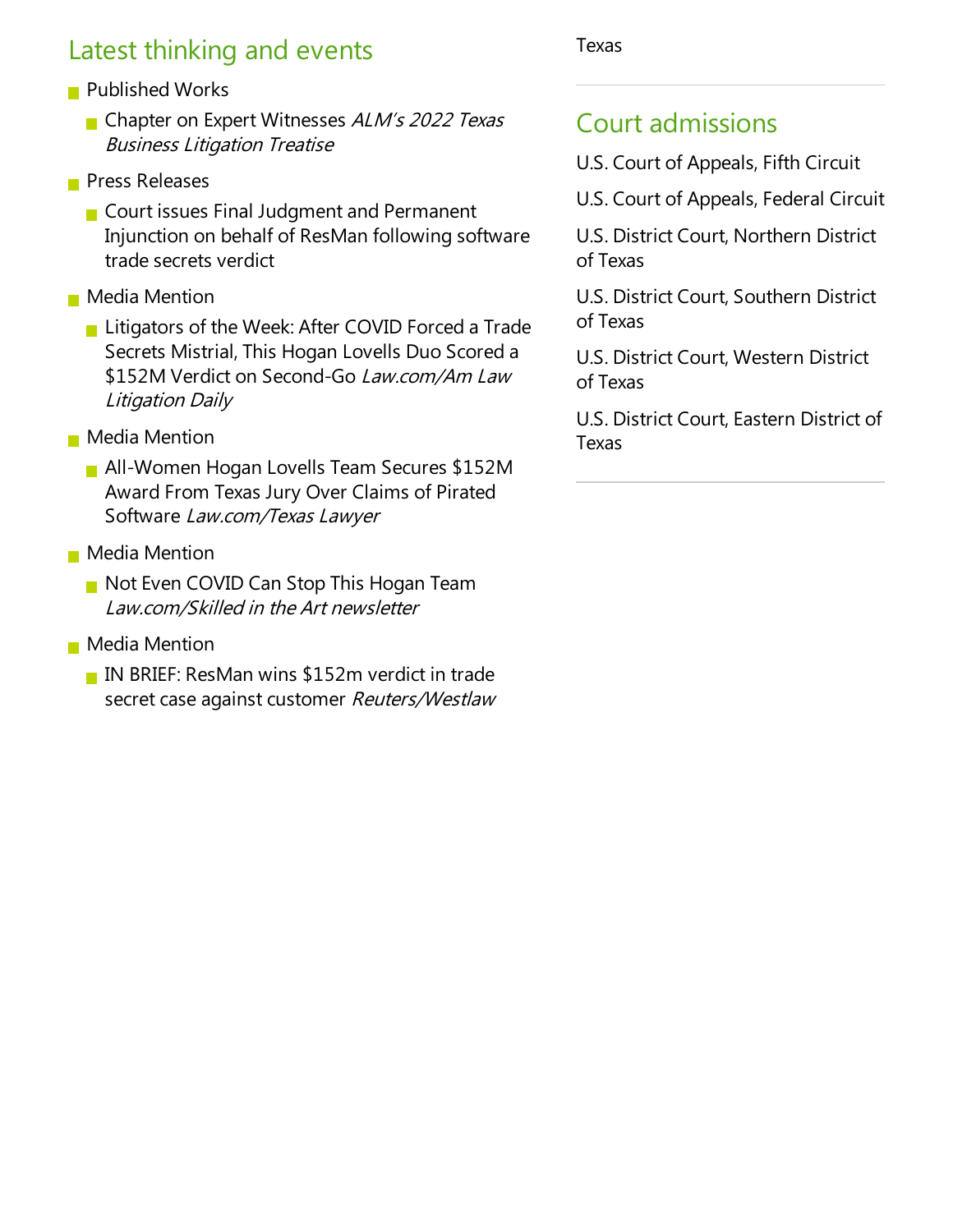## Latest thinking and events

- Published Works
  - Chapter on Expert Witnesses *ALM's 2022 Texas Business Litigation Treatise*
- Press Releases
  - Court issues Final Judgment and Permanent Injunction on behalf of ResMan following software trade secrets verdict
- Media Mention
  - Litigators of the Week: After COVID Forced a Trade Secrets Mistrial, This Hogan Lovells Duo Scored a $152M Verdict on Second-Go *Law.com/Am Law Litigation Daily*
- Media Mention
  - All-Women Hogan Lovells Team Secures $152M Award From Texas Jury Over Claims of Pirated Software *Law.com/Texas Lawyer*
- Media Mention
  - Not Even COVID Can Stop This Hogan Team *Law.com/Skilled in the Art newsletter*
- Media Mention
  - IN BRIEF: ResMan wins $152m verdict in trade secret case against customer *Reuters/Westlaw*

Texas

## Court admissions

U.S. Court of Appeals, Fifth Circuit

U.S. Court of Appeals, Federal Circuit

U.S. District Court, Northern District of Texas

U.S. District Court, Southern District of Texas

U.S. District Court, Western District of Texas

U.S. District Court, Eastern District of Texas